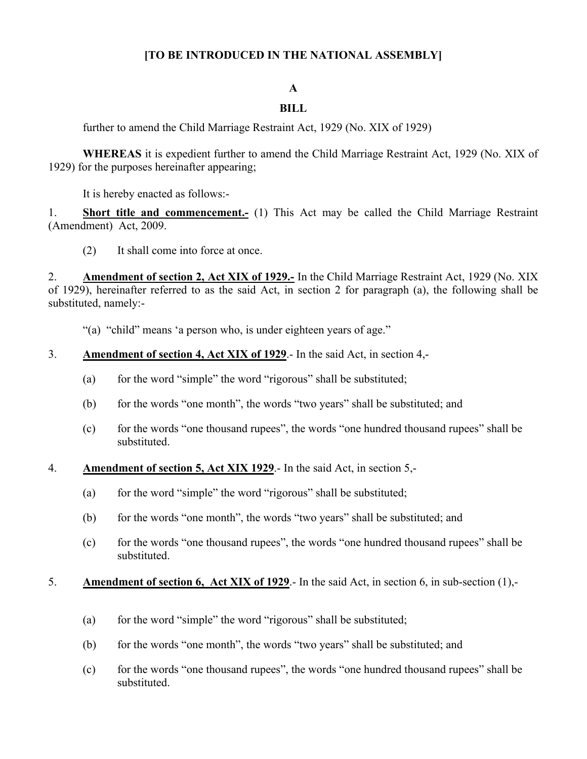**[TO BE INTRODUCED IN THE NATIONAL ASSEMBLY]**

**A**

**BILL**

further to amend the Child Marriage Restraint Act, 1929 (No. XIX of 1929)

**WHEREAS** it is expedient further to amend the Child Marriage Restraint Act, 1929 (No. XIX of 1929) for the purposes hereinafter appearing;

It is hereby enacted as follows:-

1. **Short title and commencement.-** (1) This Act may be called the Child Marriage Restraint (Amendment) Act, 2009.

   (2) It shall come into force at once.

2. **Amendment of section 2, Act XIX of 1929.-** In the Child Marriage Restraint Act, 1929 (No. XIX of 1929), hereinafter referred to as the said Act, in section 2 for paragraph (a), the following shall be substituted, namely:-

   "(a) "child" means 'a person who, is under eighteen years of age."

3. **Amendment of section 4, Act XIX of 1929**.- In the said Act, in section 4,-

   (a) for the word "simple" the word "rigorous" shall be substituted;

   (b) for the words "one month", the words "two years" shall be substituted; and

   (c) for the words "one thousand rupees", the words "one hundred thousand rupees" shall be substituted.

4. **Amendment of section 5, Act XIX 1929**.- In the said Act, in section 5,-

   (a) for the word "simple" the word "rigorous" shall be substituted;

   (b) for the words "one month", the words "two years" shall be substituted; and

   (c) for the words "one thousand rupees", the words "one hundred thousand rupees" shall be substituted.

5. **Amendment of section 6, Act XIX of 1929**.- In the said Act, in section 6, in sub-section (1),-

   (a) for the word "simple" the word "rigorous" shall be substituted;

   (b) for the words "one month", the words "two years" shall be substituted; and

   (c) for the words "one thousand rupees", the words "one hundred thousand rupees" shall be substituted.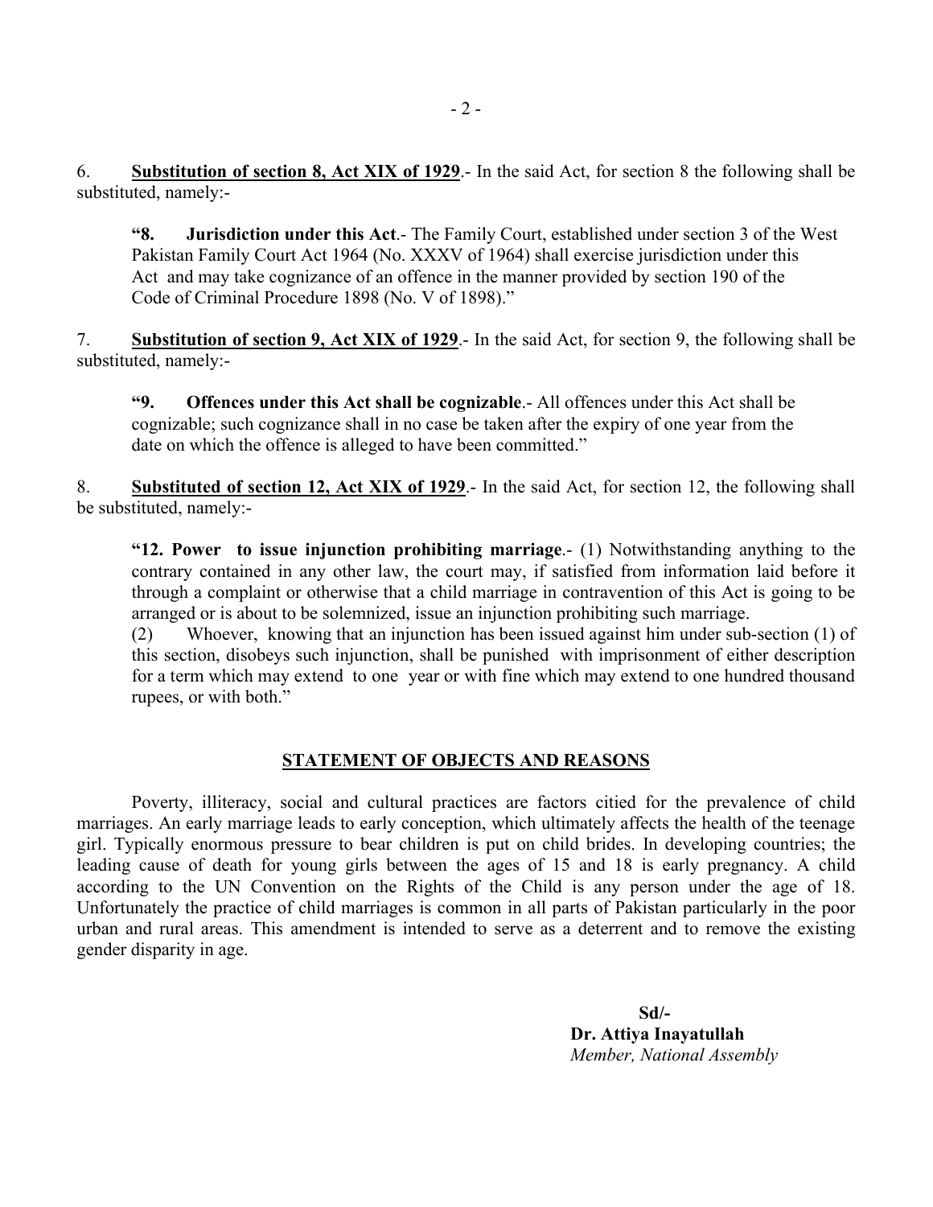6. **Substitution of section 8, Act XIX of 1929**.- In the said Act, for section 8 the following shall be substituted, namely:-

> **"8. Jurisdiction under this Act**.- The Family Court, established under section 3 of the West Pakistan Family Court Act 1964 (No. XXXV of 1964) shall exercise jurisdiction under this Act and may take cognizance of an offence in the manner provided by section 190 of the Code of Criminal Procedure 1898 (No. V of 1898)."

7. **Substitution of section 9, Act XIX of 1929**.- In the said Act, for section 9, the following shall be substituted, namely:-

> **"9. Offences under this Act shall be cognizable**.- All offences under this Act shall be cognizable; such cognizance shall in no case be taken after the expiry of one year from the date on which the offence is alleged to have been committed."

8. **Substituted of section 12, Act XIX of 1929**.- In the said Act, for section 12, the following shall be substituted, namely:-

> **"12. Power to issue injunction prohibiting marriage**.- (1) Notwithstanding anything to the contrary contained in any other law, the court may, if satisfied from information laid before it through a complaint or otherwise that a child marriage in contravention of this Act is going to be arranged or is about to be solemnized, issue an injunction prohibiting such marriage.
>
> (2) Whoever, knowing that an injunction has been issued against him under sub-section (1) of this section, disobeys such injunction, shall be punished with imprisonment of either description for a term which may extend to one year or with fine which may extend to one hundred thousand rupees, or with both."

## STATEMENT OF OBJECTS AND REASONS

Poverty, illiteracy, social and cultural practices are factors citied for the prevalence of child marriages. An early marriage leads to early conception, which ultimately affects the health of the teenage girl. Typically enormous pressure to bear children is put on child brides. In developing countries; the leading cause of death for young girls between the ages of 15 and 18 is early pregnancy. A child according to the UN Convention on the Rights of the Child is any person under the age of 18. Unfortunately the practice of child marriages is common in all parts of Pakistan particularly in the poor urban and rural areas. This amendment is intended to serve as a deterrent and to remove the existing gender disparity in age.

**Sd/-**
**Dr. Attiya Inayatullah**
*Member, National Assembly*